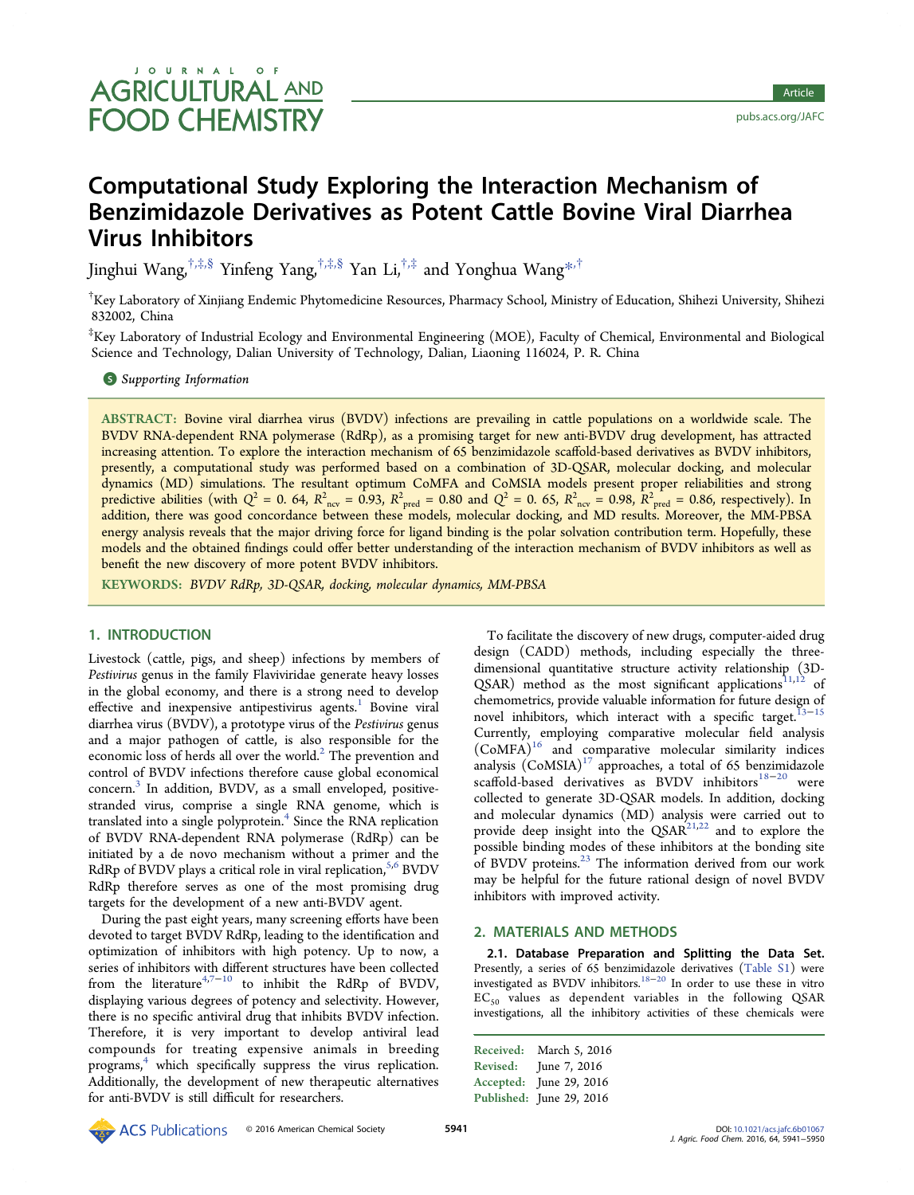# Computational Study Exploring the Interaction Mechanism of Benzimidazole Derivatives as Potent Cattle Bovine Viral Diarrhea Virus Inhibitors

Jinghui Wang,[†,‡,§] Yinfeng Yang,[†,‡,§] Yan Li,[†,‡] and Yonghua Wang[*,†]

[†]Key Laboratory of Xinjiang Endemic Phytomedicine Resources, Pharmacy School, Ministry of Education, Shihezi University, Shihezi 832002, China

[‡]Key Laboratory of Industrial Ecology and Environmental Engineering (MOE), Faculty of Chemical, Environmental and Biological Science and Technology, Dalian University of Technology, Dalian, Liaoning 116024, P. R. China

Supporting Information

**ABSTRACT:** Bovine viral diarrhea virus (BVDV) infections are prevailing in cattle populations on a worldwide scale. The BVDV RNA-dependent RNA polymerase (RdRp), as a promising target for new anti-BVDV drug development, has attracted increasing attention. To explore the interaction mechanism of 65 benzimidazole scaffold-based derivatives as BVDV inhibitors, presently, a computational study was performed based on a combination of 3D-QSAR, molecular docking, and molecular dynamics (MD) simulations. The resultant optimum CoMFA and CoMSIA models present proper reliabilities and strong predictive abilities (with $Q^2$ = 0. 64, $R^2_{ncv}$ = 0.93, $R^2_{pred}$ = 0.80 and $Q^2$ = 0. 65, $R^2_{ncv}$ = 0.98, $R^2_{pred}$ = 0.86, respectively). In addition, there was good concordance between these models, molecular docking, and MD results. Moreover, the MM-PBSA energy analysis reveals that the major driving force for ligand binding is the polar solvation contribution term. Hopefully, these models and the obtained findings could offer better understanding of the interaction mechanism of BVDV inhibitors as well as benefit the new discovery of more potent BVDV inhibitors.

**KEYWORDS:** *BVDV RdRp, 3D-QSAR, docking, molecular dynamics, MM-PBSA*

## 1. INTRODUCTION

Livestock (cattle, pigs, and sheep) infections by members of *Pestivirus* genus in the family Flaviviridae generate heavy losses in the global economy, and there is a strong need to develop effective and inexpensive antipestivirus agents.[1] Bovine viral diarrhea virus (BVDV), a prototype virus of the *Pestivirus* genus and a major pathogen of cattle, is also responsible for the economic loss of herds all over the world.[2] The prevention and control of BVDV infections therefore cause global economical concern.[3] In addition, BVDV, as a small enveloped, positive-stranded virus, comprise a single RNA genome, which is translated into a single polyprotein.[4] Since the RNA replication of BVDV RNA-dependent RNA polymerase (RdRp) can be initiated by a de novo mechanism without a primer and the RdRp of BVDV plays a critical role in viral replication,[5,6] BVDV RdRp therefore serves as one of the most promising drug targets for the development of a new anti-BVDV agent.

During the past eight years, many screening efforts have been devoted to target BVDV RdRp, leading to the identification and optimization of inhibitors with high potency. Up to now, a series of inhibitors with different structures have been collected from the literature[4,7−10] to inhibit the RdRp of BVDV, displaying various degrees of potency and selectivity. However, there is no specific antiviral drug that inhibits BVDV infection. Therefore, it is very important to develop antiviral lead compounds for treating expensive animals in breeding programs,[4] which specifically suppress the virus replication. Additionally, the development of new therapeutic alternatives for anti-BVDV is still difficult for researchers.

To facilitate the discovery of new drugs, computer-aided drug design (CADD) methods, including especially the three-dimensional quantitative structure activity relationship (3D-QSAR) method as the most significant applications[11,12] of chemometrics, provide valuable information for future design of novel inhibitors, which interact with a specific target.[13−15] Currently, employing comparative molecular field analysis (CoMFA)[16] and comparative molecular similarity indices analysis (CoMSIA)[17] approaches, a total of 65 benzimidazole scaffold-based derivatives as BVDV inhibitors[18−20] were collected to generate 3D-QSAR models. In addition, docking and molecular dynamics (MD) analysis were carried out to provide deep insight into the QSAR[21,22] and to explore the possible binding modes of these inhibitors at the bonding site of BVDV proteins.[23] The information derived from our work may be helpful for the future rational design of novel BVDV inhibitors with improved activity.

## 2. MATERIALS AND METHODS

**2.1. Database Preparation and Splitting the Data Set.** Presently, a series of 65 benzimidazole derivatives (Table S1) were investigated as BVDV inhibitors.[18−20] In order to use these in vitro $EC_{50}$ values as dependent variables in the following QSAR investigations, all the inhibitory activities of these chemicals were

Received: March 5, 2016
Revised: June 7, 2016
Accepted: June 29, 2016
Published: June 29, 2016

© 2016 American Chemical Society

DOI: 10.1021/acs.jafc.6b01067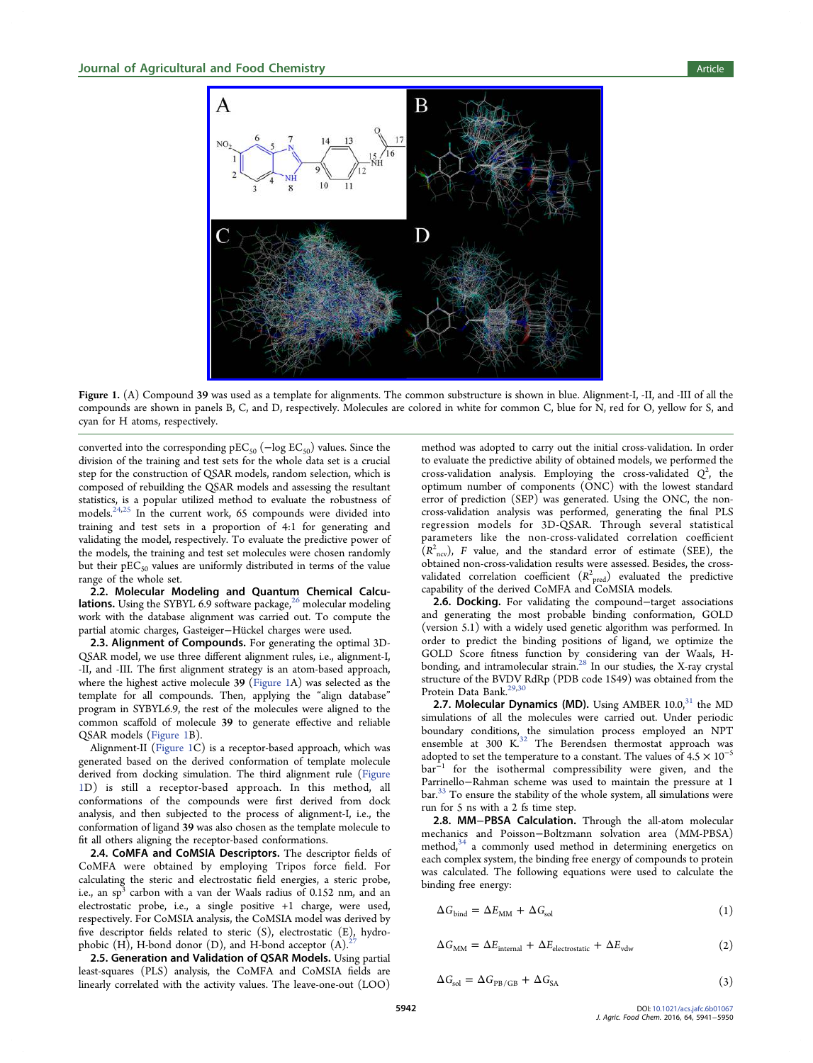Figure 1. (A) Compound **39** was used as a template for alignments. The common substructure is shown in blue. Alignment-I, -II, and -III of all the compounds are shown in panels B, C, and D, respectively. Molecules are colored in white for common C, blue for N, red for O, yellow for S, and cyan for H atoms, respectively.

converted into the corresponding $pEC_{50}$ ($-\log EC_{50}$) values. Since the division of the training and test sets for the whole data set is a crucial step for the construction of QSAR models, random selection, which is composed of rebuilding the QSAR models and assessing the resultant statistics, is a popular utilized method to evaluate the robustness of models.[24,25] In the current work, 65 compounds were divided into training and test sets in a proportion of 4:1 for generating and validating the model, respectively. To evaluate the predictive power of the models, the training and test set molecules were chosen randomly but their $pEC_{50}$ values are uniformly distributed in terms of the value range of the whole set.

**2.2. Molecular Modeling and Quantum Chemical Calculations.** Using the SYBYL 6.9 software package,[26] molecular modeling work with the database alignment was carried out. To compute the partial atomic charges, Gasteiger−Hückel charges were used.

**2.3. Alignment of Compounds.** For generating the optimal 3D-QSAR model, we use three different alignment rules, i.e., alignment-I, -II, and -III. The first alignment strategy is an atom-based approach, where the highest active molecule **39** (Figure 1A) was selected as the template for all compounds. Then, applying the "align database" program in SYBYL6.9, the rest of the molecules were aligned to the common scaffold of molecule **39** to generate effective and reliable QSAR models (Figure 1B).

Alignment-II (Figure 1C) is a receptor-based approach, which was generated based on the derived conformation of template molecule derived from docking simulation. The third alignment rule (Figure 1D) is still a receptor-based approach. In this method, all conformations of the compounds were first derived from dock analysis, and then subjected to the process of alignment-I, i.e., the conformation of ligand **39** was also chosen as the template molecule to fit all others aligning the receptor-based conformations.

**2.4. CoMFA and CoMSIA Descriptors.** The descriptor fields of CoMFA were obtained by employing Tripos force field. For calculating the steric and electrostatic field energies, a steric probe, i.e., an $sp^3$ carbon with a van der Waals radius of 0.152 nm, and an electrostatic probe, i.e., a single positive +1 charge, were used, respectively. For CoMSIA analysis, the CoMSIA model was derived by five descriptor fields related to steric (S), electrostatic (E), hydrophobic (H), H-bond donor (D), and H-bond acceptor (A).[27]

**2.5. Generation and Validation of QSAR Models.** Using partial least-squares (PLS) analysis, the CoMFA and CoMSIA fields are linearly correlated with the activity values. The leave-one-out (LOO) method was adopted to carry out the initial cross-validation. In order to evaluate the predictive ability of obtained models, we performed the cross-validation analysis. Employing the cross-validated $Q^2$, the optimum number of components (ONC) with the lowest standard error of prediction (SEP) was generated. Using the ONC, the non-cross-validation analysis was performed, generating the final PLS regression models for 3D-QSAR. Through several statistical parameters like the non-cross-validated correlation coefficient ($R^2_{ncv}$), $F$ value, and the standard error of estimate (SEE), the obtained non-cross-validation results were assessed. Besides, the cross-validated correlation coefficient ($R^2_{pred}$) evaluated the predictive capability of the derived CoMFA and CoMSIA models.

**2.6. Docking.** For validating the compound−target associations and generating the most probable binding conformation, GOLD (version 5.1) with a widely used genetic algorithm was performed. In order to predict the binding positions of ligand, we optimize the GOLD Score fitness function by considering van der Waals, H-bonding, and intramolecular strain.[28] In our studies, the X-ray crystal structure of the BVDV RdRp (PDB code 1S49) was obtained from the Protein Data Bank.[29,30]

**2.7. Molecular Dynamics (MD).** Using AMBER 10.0,[31] the MD simulations of all the molecules were carried out. Under periodic boundary conditions, the simulation process employed an NPT ensemble at 300 K.[32] The Berendsen thermostat approach was adopted to set the temperature to a constant. The values of $4.5 \times 10^{-5}$ $bar^{-1}$ for the isothermal compressibility were given, and the Parrinello−Rahman scheme was used to maintain the pressure at 1 bar.[33] To ensure the stability of the whole system, all simulations were run for 5 ns with a 2 fs time step.

**2.8. MM−PBSA Calculation.** Through the all-atom molecular mechanics and Poisson−Boltzmann solvation area (MM-PBSA) method,[34] a commonly used method in determining energetics on each complex system, the binding free energy of compounds to protein was calculated. The following equations were used to calculate the binding free energy:

$$\Delta G_{bind} = \Delta E_{MM} + \Delta G_{sol} \tag{1}$$

$$\Delta G_{MM} = \Delta E_{internal} + \Delta E_{electrostatic} + \Delta E_{vdw} \tag{2}$$

$$\Delta G_{sol} = \Delta G_{PB/GB} + \Delta G_{SA} \tag{3}$$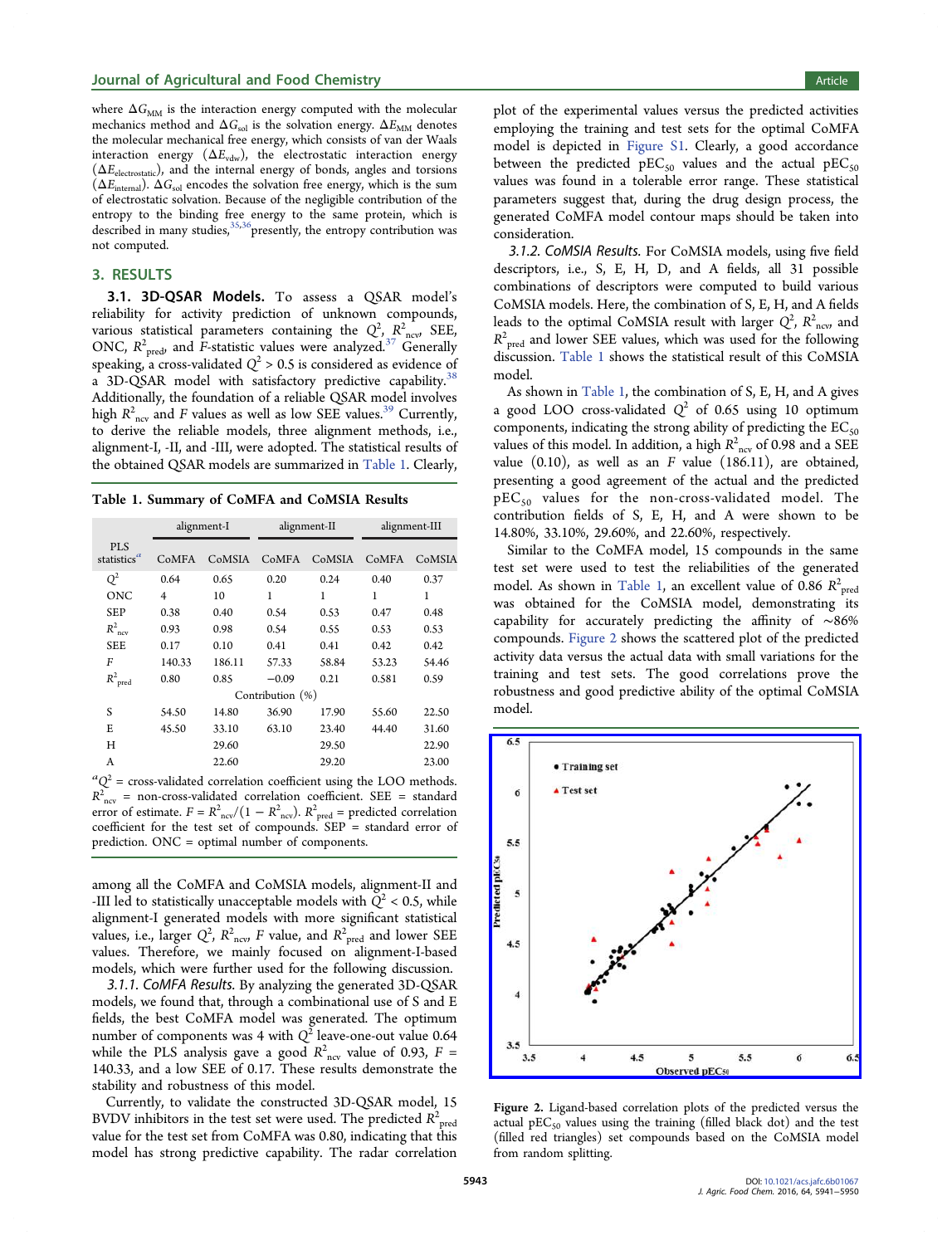where $\Delta G_{MM}$ is the interaction energy computed with the molecular mechanics method and $\Delta G_{sol}$ is the solvation energy. $\Delta E_{MM}$ denotes the molecular mechanical free energy, which consists of van der Waals interaction energy ($\Delta E_{vdw}$), the electrostatic interaction energy ($\Delta E_{electrostatic}$), and the internal energy of bonds, angles and torsions ($\Delta E_{internal}$). $\Delta G_{sol}$ encodes the solvation free energy, which is the sum of electrostatic solvation. Because of the negligible contribution of the entropy to the binding free energy to the same protein, which is described in many studies,[35,36] presently, the entropy contribution was not computed.

## 3. RESULTS

### 3.1. 3D-QSAR Models.

To assess a QSAR model's reliability for activity prediction of unknown compounds, various statistical parameters containing the $Q^2$, $R^2_{ncv}$, SEE, ONC, $R^2_{pred}$, and $F$-statistic values were analyzed.[37] Generally speaking, a cross-validated $Q^2 > 0.5$ is considered as evidence of a 3D-QSAR model with satisfactory predictive capability.[38] Additionally, the foundation of a reliable QSAR model involves high $R^2_{ncv}$ and $F$ values as well as low SEE values.[39] Currently, to derive the reliable models, three alignment methods, i.e., alignment-I, -II, and -III, were adopted. The statistical results of the obtained QSAR models are summarized in Table 1. Clearly, among all the CoMFA and CoMSIA models, alignment-II and -III led to statistically unacceptable models with $Q^2 < 0.5$, while alignment-I generated models with more significant statistical values, i.e., larger $Q^2$, $R^2_{ncv}$, $F$ value, and $R^2_{pred}$ and lower SEE values. Therefore, we mainly focused on alignment-I-based models, which were further used for the following discussion.

**Table 1. Summary of CoMFA and CoMSIA Results**

| | alignment-I | | alignment-II | | alignment-III | |
|---|---|---|---|---|---|---|
| PLS statistics[a] | CoMFA | CoMSIA | CoMFA | CoMSIA | CoMFA | CoMSIA |
| $Q^2$ | 0.64 | 0.65 | 0.20 | 0.24 | 0.40 | 0.37 |
| ONC | 4 | 10 | 1 | 1 | 1 | 1 |
| SEP | 0.38 | 0.40 | 0.54 | 0.53 | 0.47 | 0.48 |
| $R^2_{ncv}$ | 0.93 | 0.98 | 0.54 | 0.55 | 0.53 | 0.53 |
| SEE | 0.17 | 0.10 | 0.41 | 0.41 | 0.42 | 0.42 |
| $F$ | 140.33 | 186.11 | 57.33 | 58.84 | 53.23 | 54.46 |
| $R^2_{pred}$ | 0.80 | 0.85 | −0.09 | 0.21 | 0.581 | 0.59 |
| Contribution (%) | | | | | | |
| S | 54.50 | 14.80 | 36.90 | 17.90 | 55.60 | 22.50 |
| E | 45.50 | 33.10 | 63.10 | 23.40 | 44.40 | 31.60 |
| H | | 29.60 | | 29.50 | | 22.90 |
| A | | 22.60 | | 29.20 | | 23.00 |

[a] $Q^2$ = cross-validated correlation coefficient using the LOO methods. $R^2_{ncv}$ = non-cross-validated correlation coefficient. SEE = standard error of estimate. $F = R^2_{ncv}/(1 - R^2_{ncv})$. $R^2_{pred}$ = predicted correlation coefficient for the test set of compounds. SEP = standard error of prediction. ONC = optimal number of components.

*3.1.1. CoMFA Results.* By analyzing the generated 3D-QSAR models, we found that, through a combinational use of S and E fields, the best CoMFA model was generated. The optimum number of components was 4 with $Q^2$ leave-one-out value 0.64 while the PLS analysis gave a good $R^2_{ncv}$ value of 0.93, $F$ = 140.33, and a low SEE of 0.17. These results demonstrate the stability and robustness of this model.

Currently, to validate the constructed 3D-QSAR model, 15 BVDV inhibitors in the test set were used. The predicted $R^2_{pred}$ value for the test set from CoMFA was 0.80, indicating that this model has strong predictive capability. The radar correlation plot of the experimental values versus the predicted activities employing the training and test sets for the optimal CoMFA model is depicted in Figure S1. Clearly, a good accordance between the predicted $pEC_{50}$ values and the actual $pEC_{50}$ values was found in a tolerable error range. These statistical parameters suggest that, during the drug design process, the generated CoMFA model contour maps should be taken into consideration.

*3.1.2. CoMSIA Results.* For CoMSIA models, using five field descriptors, i.e., S, E, H, D, and A fields, all 31 possible combinations of descriptors were computed to build various CoMSIA models. Here, the combination of S, E, H, and A fields leads to the optimal CoMSIA result with larger $Q^2$, $R^2_{ncv}$, and $R^2_{pred}$ and lower SEE values, which was used for the following discussion. Table 1 shows the statistical result of this CoMSIA model.

As shown in Table 1, the combination of S, E, H, and A gives a good LOO cross-validated $Q^2$ of 0.65 using 10 optimum components, indicating the strong ability of predicting the $EC_{50}$ values of this model. In addition, a high $R^2_{ncv}$ of 0.98 and a SEE value (0.10), as well as an $F$ value (186.11), are obtained, presenting a good agreement of the actual and the predicted $pEC_{50}$ values for the non-cross-validated model. The contribution fields of S, E, H, and A were shown to be 14.80%, 33.10%, 29.60%, and 22.60%, respectively.

Similar to the CoMFA model, 15 compounds in the same test set were used to test the reliabilities of the generated model. As shown in Table 1, an excellent value of 0.86 $R^2_{pred}$ was obtained for the CoMSIA model, demonstrating its capability for accurately predicting the affinity of ~86% compounds. Figure 2 shows the scattered plot of the predicted activity data versus the actual data with small variations for the training and test sets. The good correlations prove the robustness and good predictive ability of the optimal CoMSIA model.

Figure 2. Ligand-based correlation plots of the predicted versus the actual $pEC_{50}$ values using the training (filled black dot) and the test (filled red triangles) set compounds based on the CoMSIA model from random splitting.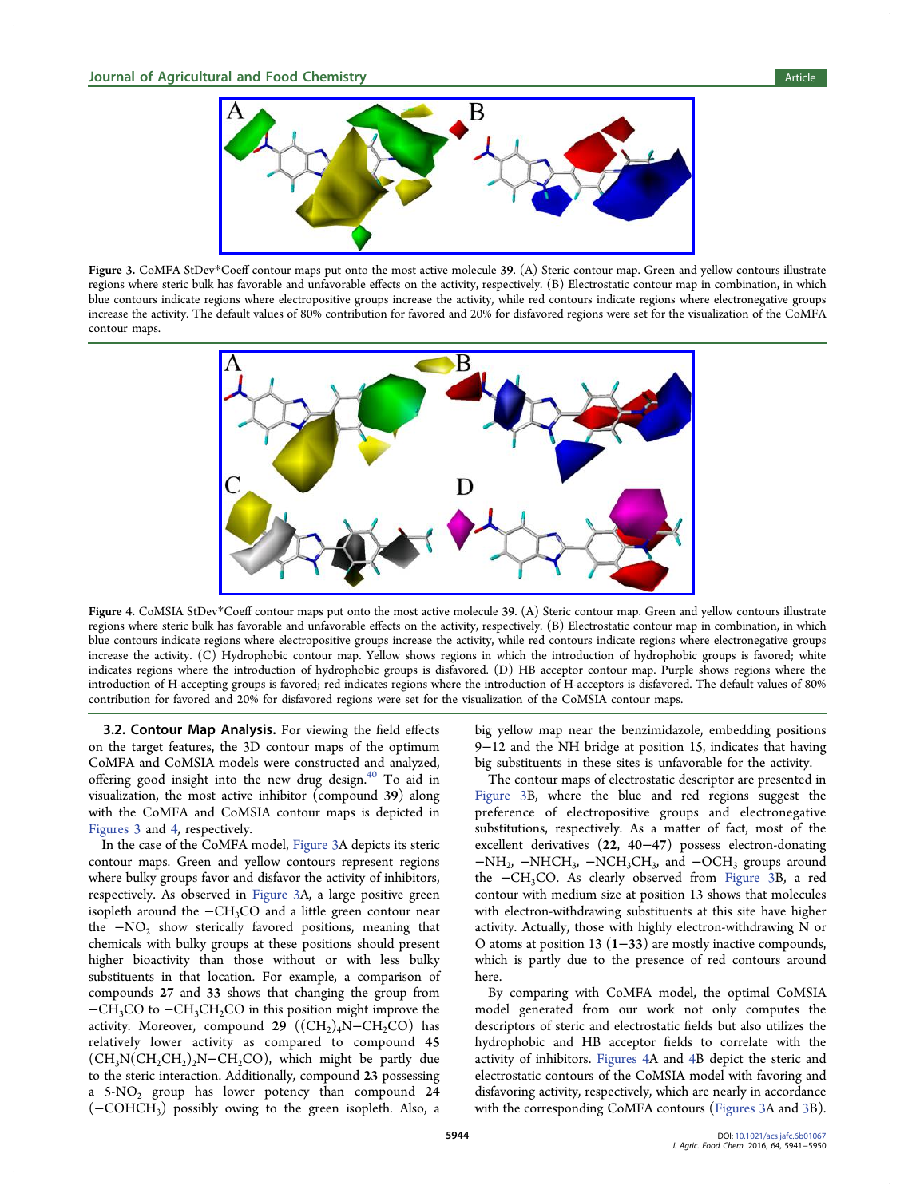**Figure 3.** CoMFA StDev*Coeff contour maps put onto the most active molecule **39**. (A) Steric contour map. Green and yellow contours illustrate regions where steric bulk has favorable and unfavorable effects on the activity, respectively. (B) Electrostatic contour map in combination, in which blue contours indicate regions where electropositive groups increase the activity, while red contours indicate regions where electronegative groups increase the activity. The default values of 80% contribution for favored and 20% for disfavored regions were set for the visualization of the CoMFA contour maps.

**Figure 4.** CoMSIA StDev*Coeff contour maps put onto the most active molecule **39**. (A) Steric contour map. Green and yellow contours illustrate regions where steric bulk has favorable and unfavorable effects on the activity, respectively. (B) Electrostatic contour map in combination, in which blue contours indicate regions where electropositive groups increase the activity, while red contours indicate regions where electronegative groups increase the activity. (C) Hydrophobic contour map. Yellow shows regions in which the introduction of hydrophobic groups is favored; white indicates regions where the introduction of hydrophobic groups is disfavored. (D) HB acceptor contour map. Purple shows regions where the introduction of H-accepting groups is favored; red indicates regions where the introduction of H-acceptors is disfavored. The default values of 80% contribution for favored and 20% for disfavored regions were set for the visualization of the CoMSIA contour maps.

**3.2. Contour Map Analysis.** For viewing the field effects on the target features, the 3D contour maps of the optimum CoMFA and CoMSIA models were constructed and analyzed, offering good insight into the new drug design.[40] To aid in visualization, the most active inhibitor (compound **39**) along with the CoMFA and CoMSIA contour maps is depicted in Figures 3 and 4, respectively.

In the case of the CoMFA model, Figure 3A depicts its steric contour maps. Green and yellow contours represent regions where bulky groups favor and disfavor the activity of inhibitors, respectively. As observed in Figure 3A, a large positive green isopleth around the $-CH_3CO$ and a little green contour near the $-NO_2$ show sterically favored positions, meaning that chemicals with bulky groups at these positions should present higher bioactivity than those without or with less bulky substituents in that location. For example, a comparison of compounds **27** and **33** shows that changing the group from $-CH_3CO$ to $-CH_3CH_2CO$ in this position might improve the activity. Moreover, compound **29** ($(CH_2)_4N-CH_2CO$) has relatively lower activity as compared to compound **45** ($CH_3N(CH_2CH_2)_2N-CH_2CO$), which might be partly due to the steric interaction. Additionally, compound **23** possessing a 5-$NO_2$ group has lower potency than compound **24** ($-COHCH_3$) possibly owing to the green isopleth. Also, a big yellow map near the benzimidazole, embedding positions 9−12 and the NH bridge at position 15, indicates that having big substituents in these sites is unfavorable for the activity.

The contour maps of electrostatic descriptor are presented in Figure 3B, where the blue and red regions suggest the preference of electropositive groups and electronegative substitutions, respectively. As a matter of fact, most of the excellent derivatives (**22**, **40**−**47**) possess electron-donating $-NH_2$, $-NHCH_3$, $-NCH_3CH_3$, and $-OCH_3$ groups around the $-CH_3CO$. As clearly observed from Figure 3B, a red contour with medium size at position 13 shows that molecules with electron-withdrawing substituents at this site have higher activity. Actually, those with highly electron-withdrawing N or O atoms at position 13 (**1**−**33**) are mostly inactive compounds, which is partly due to the presence of red contours around here.

By comparing with CoMFA model, the optimal CoMSIA model generated from our work not only computes the descriptors of steric and electrostatic fields but also utilizes the hydrophobic and HB acceptor fields to correlate with the activity of inhibitors. Figures 4A and 4B depict the steric and electrostatic contours of the CoMSIA model with favoring and disfavoring activity, respectively, which are nearly in accordance with the corresponding CoMFA contours (Figures 3A and 3B).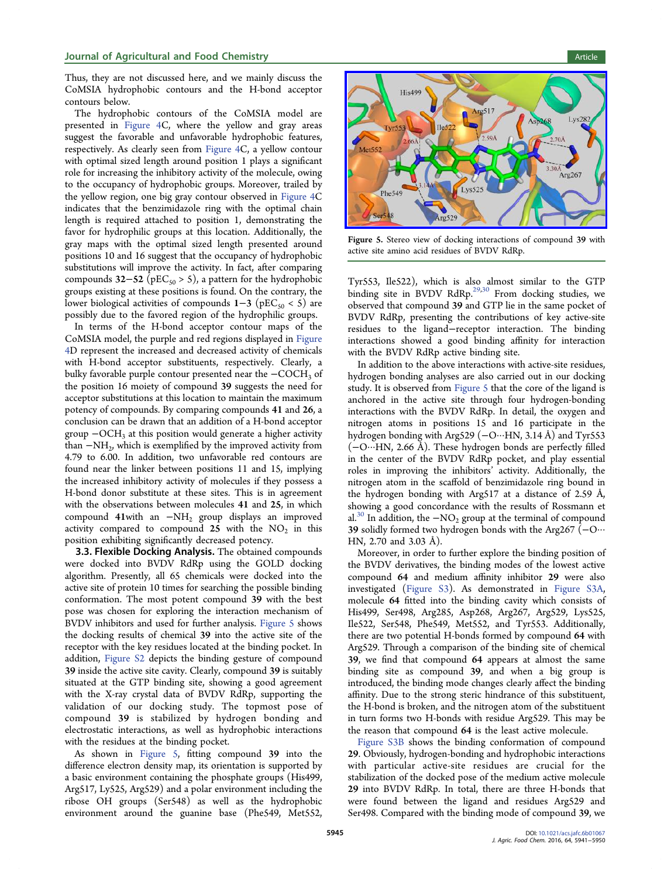Thus, they are not discussed here, and we mainly discuss the CoMSIA hydrophobic contours and the H-bond acceptor contours below.

The hydrophobic contours of the CoMSIA model are presented in Figure 4C, where the yellow and gray areas suggest the favorable and unfavorable hydrophobic features, respectively. As clearly seen from Figure 4C, a yellow contour with optimal sized length around position 1 plays a significant role for increasing the inhibitory activity of the molecule, owing to the occupancy of hydrophobic groups. Moreover, trailed by the yellow region, one big gray contour observed in Figure 4C indicates that the benzimidazole ring with the optimal chain length is required attached to position 1, demonstrating the favor for hydrophilic groups at this location. Additionally, the gray maps with the optimal sized length presented around positions 10 and 16 suggest that the occupancy of hydrophobic substitutions will improve the activity. In fact, after comparing compounds **32**−**52** ($pEC_{50} > 5$), a pattern for the hydrophobic groups existing at these positions is found. On the contrary, the lower biological activities of compounds **1**−**3** ($pEC_{50} < 5$) are possibly due to the favored region of the hydrophilic groups.

In terms of the H-bond acceptor contour maps of the CoMSIA model, the purple and red regions displayed in Figure 4D represent the increased and decreased activity of chemicals with H-bond acceptor substituents, respectively. Clearly, a bulky favorable purple contour presented near the $-COCH_3$ of the position 16 moiety of compound **39** suggests the need for acceptor substitutions at this location to maintain the maximum potency of compounds. By comparing compounds **41** and **26**, a conclusion can be drawn that an addition of a H-bond acceptor group $-OCH_3$ at this position would generate a higher activity than $-NH_2$, which is exemplified by the improved activity from 4.79 to 6.00. In addition, two unfavorable red contours are found near the linker between positions 11 and 15, implying the increased inhibitory activity of molecules if they possess a H-bond donor substitute at these sites. This is in agreement with the observations between molecules **41** and **25**, in which compound **41**with an $-NH_2$ group displays an improved activity compared to compound **25** with the $NO_2$ in this position exhibiting significantly decreased potency.

### 3.3. Flexible Docking Analysis.

The obtained compounds were docked into BVDV RdRp using the GOLD docking algorithm. Presently, all 65 chemicals were docked into the active site of protein 10 times for searching the possible binding conformation. The most potent compound **39** with the best pose was chosen for exploring the interaction mechanism of BVDV inhibitors and used for further analysis. Figure 5 shows the docking results of chemical **39** into the active site of the receptor with the key residues located at the binding pocket. In addition, Figure S2 depicts the binding gesture of compound **39** inside the active site cavity. Clearly, compound **39** is suitably situated at the GTP binding site, showing a good agreement with the X-ray crystal data of BVDV RdRp, supporting the validation of our docking study. The topmost pose of compound **39** is stabilized by hydrogen bonding and electrostatic interactions, as well as hydrophobic interactions with the residues at the binding pocket.

As shown in Figure 5, fitting compound **39** into the difference electron density map, its orientation is supported by a basic environment containing the phosphate groups (His499, Arg517, Ly525, Arg529) and a polar environment including the ribose OH groups (Ser548) as well as the hydrophobic environment around the guanine base (Phe549, Met552, Tyr553, Ile522), which is also almost similar to the GTP binding site in BVDV RdRp.[29,30] From docking studies, we observed that compound **39** and GTP lie in the same pocket of BVDV RdRp, presenting the contributions of key active-site residues to the ligand−receptor interaction. The binding interactions showed a good binding affinity for interaction with the BVDV RdRp active binding site.

Figure 5. Stereo view of docking interactions of compound **39** with active site amino acid residues of BVDV RdRp.

In addition to the above interactions with active-site residues, hydrogen bonding analyses are also carried out in our docking study. It is observed from Figure 5 that the core of the ligand is anchored in the active site through four hydrogen-bonding interactions with the BVDV RdRp. In detail, the oxygen and nitrogen atoms in positions 15 and 16 participate in the hydrogen bonding with Arg529 (−O···HN, 3.14 Å) and Tyr553 (−O···HN, 2.66 Å). These hydrogen bonds are perfectly filled in the center of the BVDV RdRp pocket, and play essential roles in improving the inhibitors' activity. Additionally, the nitrogen atom in the scaffold of benzimidazole ring bound in the hydrogen bonding with Arg517 at a distance of 2.59 Å, showing a good concordance with the results of Rossmann et al.[30] In addition, the $-NO_2$ group at the terminal of compound **39** solidly formed two hydrogen bonds with the Arg267 (−O···HN, 2.70 and 3.03 Å).

Moreover, in order to further explore the binding position of the BVDV derivatives, the binding modes of the lowest active compound **64** and medium affinity inhibitor **29** were also investigated (Figure S3). As demonstrated in Figure S3A, molecule **64** fitted into the binding cavity which consists of His499, Ser498, Arg285, Asp268, Arg267, Arg529, Lys525, Ile522, Ser548, Phe549, Met552, and Tyr553. Additionally, there are two potential H-bonds formed by compound **64** with Arg529. Through a comparison of the binding site of chemical **39**, we find that compound **64** appears at almost the same binding site as compound **39**, and when a big group is introduced, the binding mode changes clearly affect the binding affinity. Due to the strong steric hindrance of this substituent, the H-bond is broken, and the nitrogen atom of the substituent in turn forms two H-bonds with residue Arg529. This may be the reason that compound **64** is the least active molecule.

Figure S3B shows the binding conformation of compound **29**. Obviously, hydrogen-bonding and hydrophobic interactions with particular active-site residues are crucial for the stabilization of the docked pose of the medium active molecule **29** into BVDV RdRp. In total, there are three H-bonds that were found between the ligand and residues Arg529 and Ser498. Compared with the binding mode of compound **39**, we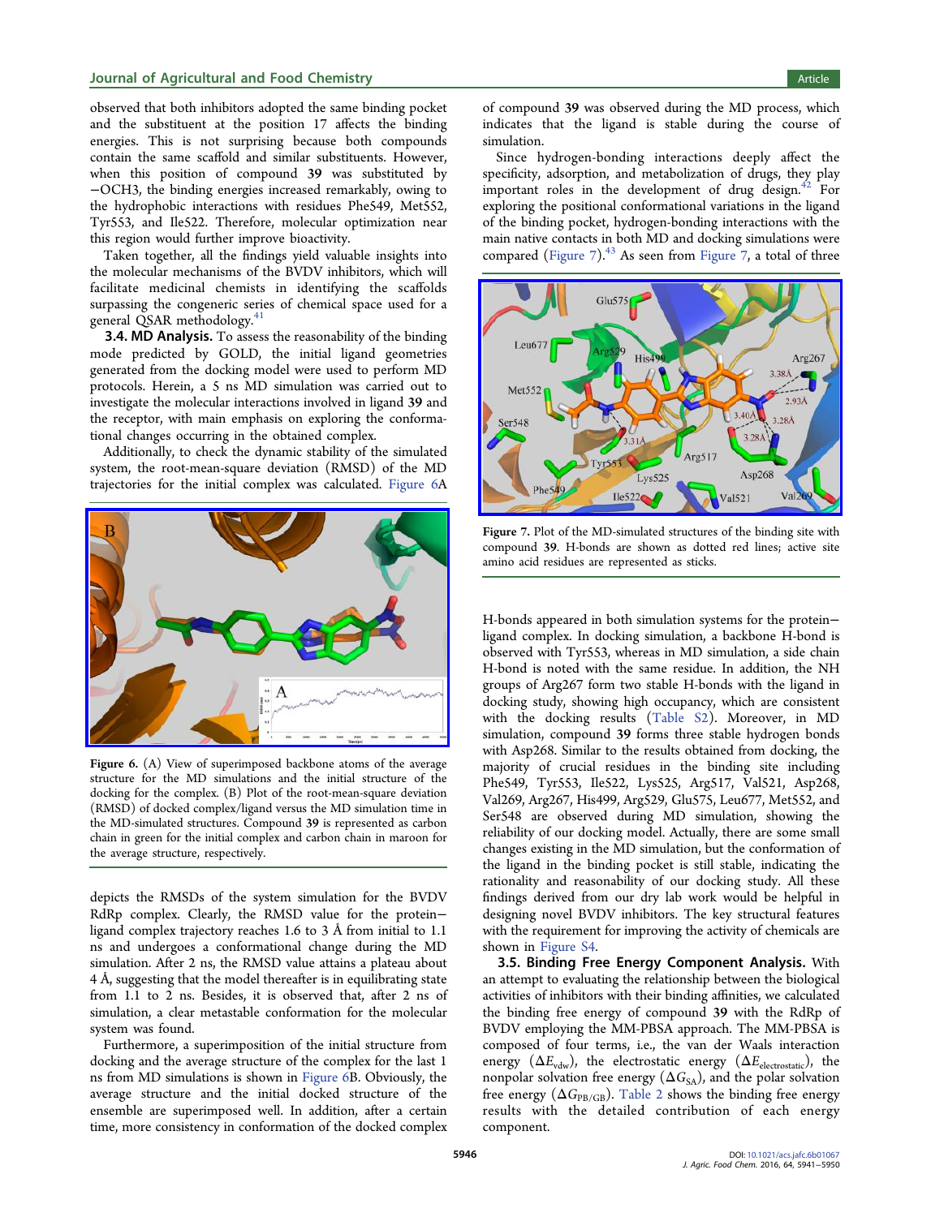observed that both inhibitors adopted the same binding pocket and the substituent at the position 17 affects the binding energies. This is not surprising because both compounds contain the same scaffold and similar substituents. However, when this position of compound **39** was substituted by $-OCH_3$, the binding energies increased remarkably, owing to the hydrophobic interactions with residues Phe549, Met552, Tyr553, and Ile522. Therefore, molecular optimization near this region would further improve bioactivity.

Taken together, all the findings yield valuable insights into the molecular mechanisms of the BVDV inhibitors, which will facilitate medicinal chemists in identifying the scaffolds surpassing the congeneric series of chemical space used for a general QSAR methodology.[41]

### 3.4. MD Analysis.

To assess the reasonability of the binding mode predicted by GOLD, the initial ligand geometries generated from the docking model were used to perform MD protocols. Herein, a 5 ns MD simulation was carried out to investigate the molecular interactions involved in ligand **39** and the receptor, with main emphasis on exploring the conformational changes occurring in the obtained complex.

Additionally, to check the dynamic stability of the simulated system, the root-mean-square deviation (RMSD) of the MD trajectories for the initial complex was calculated. Figure 6A depicts the RMSDs of the system simulation for the BVDV RdRp complex. Clearly, the RMSD value for the protein–ligand complex trajectory reaches 1.6 to 3 Å from initial to 1.1 ns and undergoes a conformational change during the MD simulation. After 2 ns, the RMSD value attains a plateau about 4 Å, suggesting that the model thereafter is in equilibrating state from 1.1 to 2 ns. Besides, it is observed that, after 2 ns of simulation, a clear metastable conformation for the molecular system was found.

Figure 6. (A) View of superimposed backbone atoms of the average structure for the MD simulations and the initial structure of the docking for the complex. (B) Plot of the root-mean-square deviation (RMSD) of docked complex/ligand versus the MD simulation time in the MD-simulated structures. Compound **39** is represented as carbon chain in green for the initial complex and carbon chain in maroon for the average structure, respectively.

Furthermore, a superimposition of the initial structure from docking and the average structure of the complex for the last 1 ns from MD simulations is shown in Figure 6B. Obviously, the average structure and the initial docked structure of the ensemble are superimposed well. In addition, after a certain time, more consistency in conformation of the docked complex of compound **39** was observed during the MD process, which indicates that the ligand is stable during the course of simulation.

Since hydrogen-bonding interactions deeply affect the specificity, adsorption, and metabolization of drugs, they play important roles in the development of drug design.[42] For exploring the positional conformational variations in the ligand of the binding pocket, hydrogen-bonding interactions with the main native contacts in both MD and docking simulations were compared (Figure 7).[43] As seen from Figure 7, a total of three H-bonds appeared in both simulation systems for the protein–ligand complex. In docking simulation, a backbone H-bond is observed with Tyr553, whereas in MD simulation, a side chain H-bond is noted with the same residue. In addition, the NH groups of Arg267 form two stable H-bonds with the ligand in docking study, showing high occupancy, which are consistent with the docking results (Table S2). Moreover, in MD simulation, compound **39** forms three stable hydrogen bonds with Asp268. Similar to the results obtained from docking, the majority of crucial residues in the binding site including Phe549, Tyr553, Ile522, Lys525, Arg517, Val521, Asp268, Val269, Arg267, His499, Arg529, Glu575, Leu677, Met552, and Ser548 are observed during MD simulation, showing the reliability of our docking model. Actually, there are some small changes existing in the MD simulation, but the conformation of the ligand in the binding pocket is still stable, indicating the rationality and reasonability of our docking study. All these findings derived from our dry lab work would be helpful in designing novel BVDV inhibitors. The key structural features with the requirement for improving the activity of chemicals are shown in Figure S4.

Figure 7. Plot of the MD-simulated structures of the binding site with compound **39**. H-bonds are shown as dotted red lines; active site amino acid residues are represented as sticks.

### 3.5. Binding Free Energy Component Analysis.

With an attempt to evaluating the relationship between the biological activities of inhibitors with their binding affinities, we calculated the binding free energy of compound **39** with the RdRp of BVDV employing the MM-PBSA approach. The MM-PBSA is composed of four terms, i.e., the van der Waals interaction energy ($\Delta E_{vdw}$), the electrostatic energy ($\Delta E_{electrostatic}$), the nonpolar solvation free energy ($\Delta G_{SA}$), and the polar solvation free energy ($\Delta G_{PB/GB}$). Table 2 shows the binding free energy results with the detailed contribution of each energy component.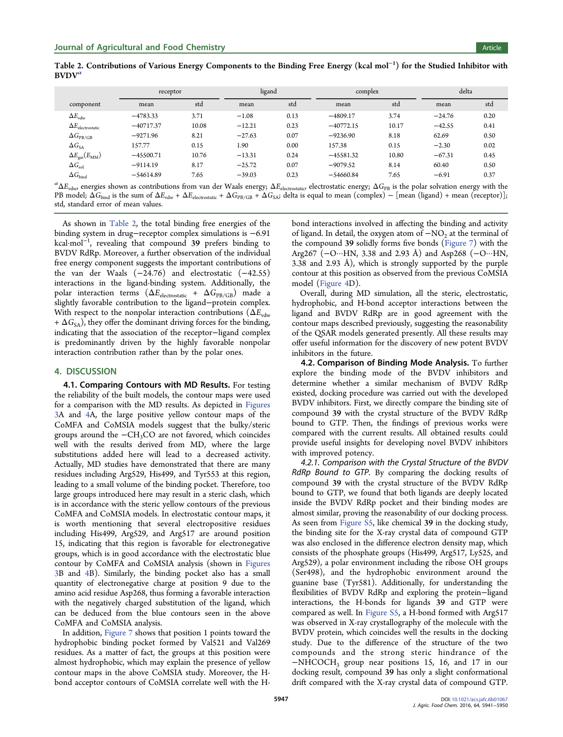Table 2. Contributions of Various Energy Components to the Binding Free Energy (kcal mol$^{-1}$) for the Studied Inhibitor with BVDV[a]

| | receptor | | ligand | | complex | | delta | |
|---|---|---|---|---|---|---|---|---|
| component | mean | std | mean | std | mean | std | mean | std |
| $\Delta E_{vdw}$ | −4783.33 | 3.71 | −1.08 | 0.13 | −4809.17 | 3.74 | −24.76 | 0.20 |
| $\Delta E_{electrostatic}$ | −40717.37 | 10.08 | −12.21 | 0.23 | −40772.15 | 10.17 | −42.55 | 0.41 |
| $\Delta G_{PB/GB}$ | −9271.96 | 8.21 | −27.63 | 0.07 | −9236.90 | 8.18 | 62.69 | 0.50 |
| $\Delta G_{SA}$ | 157.77 | 0.15 | 1.90 | 0.00 | 157.38 | 0.15 | −2.30 | 0.02 |
| $\Delta E_{gas}(E_{MM})$ | −45500.71 | 10.76 | −13.31 | 0.24 | −45581.32 | 10.80 | −67.31 | 0.45 |
| $\Delta G_{sol}$ | −9114.19 | 8.17 | −25.72 | 0.07 | −9079.52 | 8.14 | 60.40 | 0.50 |
| $\Delta G_{bind}$ | −54614.89 | 7.65 | −39.03 | 0.23 | −54660.84 | 7.65 | −6.91 | 0.37 |

[a] $\Delta E_{vdw}$, energies shown as contributions from van der Waals energy; $\Delta E_{electrostatic}$, electrostatic energy; $\Delta G_{PB}$ is the polar solvation energy with the PB model; $\Delta G_{bind}$ is the sum of $\Delta E_{vdw} + \Delta E_{electrostatic} + \Delta G_{PB/GB} + \Delta G_{SA}$; delta is equal to mean (complex) − [mean (ligand) + mean (receptor)]; std, standard error of mean values.

As shown in Table 2, the total binding free energies of the binding system in drug−receptor complex simulations is −6.91 kcal·mol$^{-1}$, revealing that compound **39** prefers binding to BVDV RdRp. Moreover, a further observation of the individual free energy component suggests the important contributions of the van der Waals (−24.76) and electrostatic (−42.55) interactions in the ligand-binding system. Additionally, the polar interaction terms ($\Delta E_{electrostatic} + \Delta G_{PB/GB}$) made a slightly favorable contribution to the ligand−protein complex. With respect to the nonpolar interaction contributions ($\Delta E_{vdw} + \Delta G_{SA}$), they offer the dominant driving forces for the binding, indicating that the association of the receptor−ligand complex is predominantly driven by the highly favorable nonpolar interaction contribution rather than by the polar ones.

## 4. DISCUSSION

**4.1. Comparing Contours with MD Results.** For testing the reliability of the built models, the contour maps were used for a comparison with the MD results. As depicted in Figures 3A and 4A, the large positive yellow contour maps of the CoMFA and CoMSIA models suggest that the bulky/steric groups around the $-CH_3CO$ are not favored, which coincides well with the results derived from MD, where the large substitutions added here will lead to a decreased activity. Actually, MD studies have demonstrated that there are many residues including Arg529, His499, and Tyr553 at this region, leading to a small volume of the binding pocket. Therefore, too large groups introduced here may result in a steric clash, which is in accordance with the steric yellow contours of the previous CoMFA and CoMSIA models. In electrostatic contour maps, it is worth mentioning that several electropositive residues including His499, Arg529, and Arg517 are around position 15, indicating that this region is favorable for electronegative groups, which is in good accordance with the electrostatic blue contour by CoMFA and CoMSIA analysis (shown in Figures 3B and 4B). Similarly, the binding pocket also has a small quantity of electronegative charge at position 9 due to the amino acid residue Asp268, thus forming a favorable interaction with the negatively charged substitution of the ligand, which can be deduced from the blue contours seen in the above CoMFA and CoMSIA analysis.

In addition, Figure 7 shows that position 1 points toward the hydrophobic binding pocket formed by Val521 and Val269 residues. As a matter of fact, the groups at this position were almost hydrophobic, which may explain the presence of yellow contour maps in the above CoMSIA study. Moreover, the H-bond acceptor contours of CoMSIA correlate well with the H-bond interactions involved in affecting the binding and activity of ligand. In detail, the oxygen atom of $-NO_2$ at the terminal of the compound **39** solidly forms five bonds (Figure 7) with the Arg267 (−O···HN, 3.38 and 2.93 Å) and Asp268 (−O···HN, 3.38 and 2.93 Å), which is strongly supported by the purple contour at this position as observed from the previous CoMSIA model (Figure 4D).

Overall, during MD simulation, all the steric, electrostatic, hydrophobic, and H-bond acceptor interactions between the ligand and BVDV RdRp are in good agreement with the contour maps described previously, suggesting the reasonability of the QSAR models generated presently. All these results may offer useful information for the discovery of new potent BVDV inhibitors in the future.

**4.2. Comparison of Binding Mode Analysis.** To further explore the binding mode of the BVDV inhibitors and determine whether a similar mechanism of BVDV RdRp existed, docking procedure was carried out with the developed BVDV inhibitors. First, we directly compare the binding site of compound **39** with the crystal structure of the BVDV RdRp bound to GTP. Then, the findings of previous works were compared with the current results. All obtained results could provide useful insights for developing novel BVDV inhibitors with improved potency.

*4.2.1. Comparison with the Crystal Structure of the BVDV RdRp Bound to GTP.* By comparing the docking results of compound **39** with the crystal structure of the BVDV RdRp bound to GTP, we found that both ligands are deeply located inside the BVDV RdRp pocket and their binding modes are almost similar, proving the reasonability of our docking process. As seen from Figure S5, like chemical **39** in the docking study, the binding site for the X-ray crystal data of compound GTP was also enclosed in the difference electron density map, which consists of the phosphate groups (His499, Arg517, Lys525, and Arg529), a polar environment including the ribose OH groups (Ser498), and the hydrophobic environment around the guanine base (Tyr581). Additionally, for understanding the flexibilities of BVDV RdRp and exploring the protein−ligand interactions, the H-bonds for ligands **39** and GTP were compared as well. In Figure S5, a H-bond formed with Arg517 was observed in X-ray crystallography of the molecule with the BVDV protein, which coincides well the results in the docking study. Due to the difference of the structure of the two compounds and the strong steric hindrance of the $-NHCOCH_3$ group near positions 15, 16, and 17 in our docking result, compound **39** has only a slight conformational drift compared with the X-ray crystal data of compound GTP.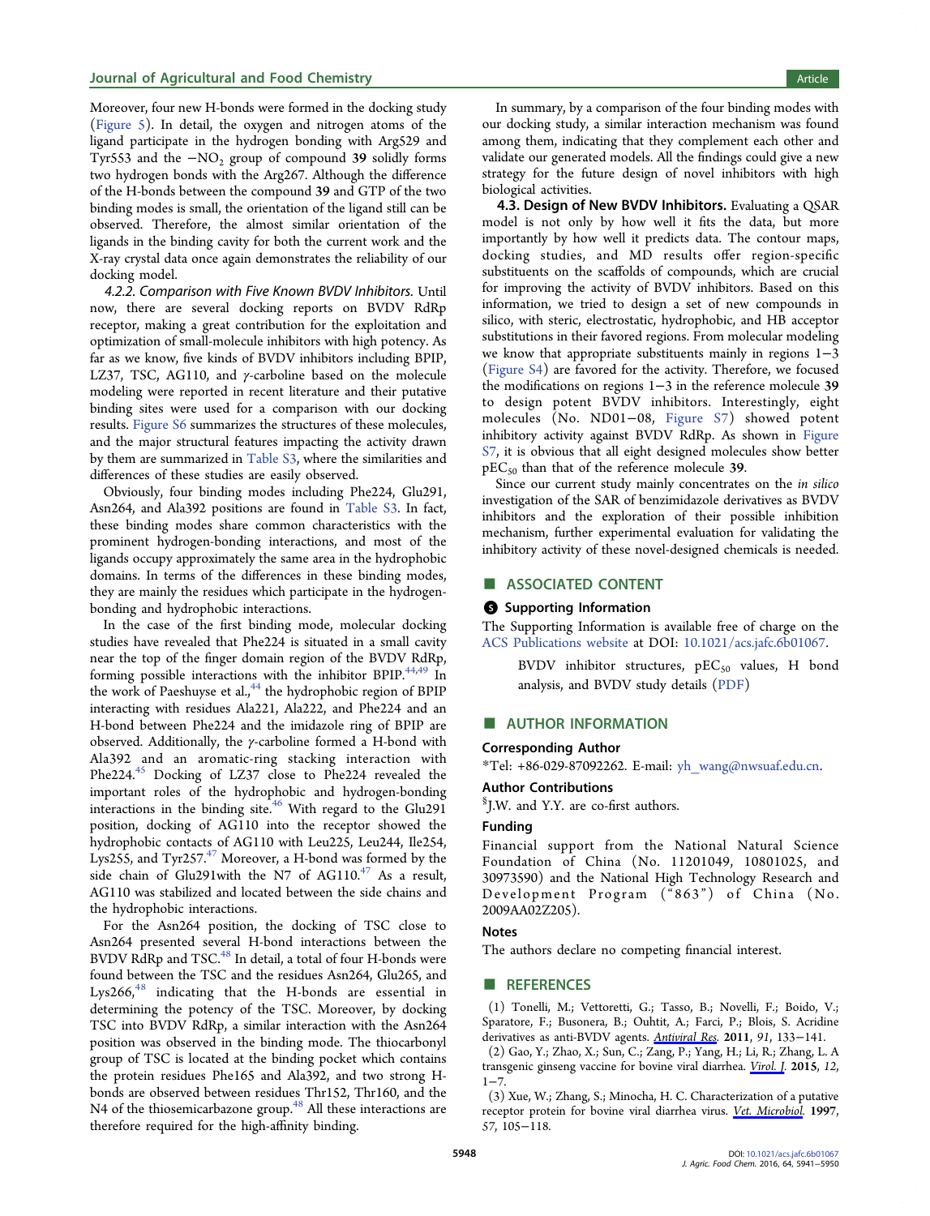Moreover, four new H-bonds were formed in the docking study (Figure 5). In detail, the oxygen and nitrogen atoms of the ligand participate in the hydrogen bonding with Arg529 and Tyr553 and the $-NO_2$ group of compound **39** solidly forms two hydrogen bonds with the Arg267. Although the difference of the H-bonds between the compound **39** and GTP of the two binding modes is small, the orientation of the ligand still can be observed. Therefore, the almost similar orientation of the ligands in the binding cavity for both the current work and the X-ray crystal data once again demonstrates the reliability of our docking model.

*4.2.2. Comparison with Five Known BVDV Inhibitors.* Until now, there are several docking reports on BVDV RdRp receptor, making a great contribution for the exploitation and optimization of small-molecule inhibitors with high potency. As far as we know, five kinds of BVDV inhibitors including BPIP, LZ37, TSC, AG110, and γ-carboline based on the molecule modeling were reported in recent literature and their putative binding sites were used for a comparison with our docking results. Figure S6 summarizes the structures of these molecules, and the major structural features impacting the activity drawn by them are summarized in Table S3, where the similarities and differences of these studies are easily observed.

Obviously, four binding modes including Phe224, Glu291, Asn264, and Ala392 positions are found in Table S3. In fact, these binding modes share common characteristics with the prominent hydrogen-bonding interactions, and most of the ligands occupy approximately the same area in the hydrophobic domains. In terms of the differences in these binding modes, they are mainly the residues which participate in the hydrogen-bonding and hydrophobic interactions.

In the case of the first binding mode, molecular docking studies have revealed that Phe224 is situated in a small cavity near the top of the finger domain region of the BVDV RdRp, forming possible interactions with the inhibitor BPIP.[44,49] In the work of Paeshuyse et al.,[44] the hydrophobic region of BPIP interacting with residues Ala221, Ala222, and Phe224 and an H-bond between Phe224 and the imidazole ring of BPIP are observed. Additionally, the γ-carboline formed a H-bond with Ala392 and an aromatic-ring stacking interaction with Phe224.[45] Docking of LZ37 close to Phe224 revealed the important roles of the hydrophobic and hydrogen-bonding interactions in the binding site.[46] With regard to the Glu291 position, docking of AG110 into the receptor showed the hydrophobic contacts of AG110 with Leu225, Leu244, Ile254, Lys255, and Tyr257.[47] Moreover, a H-bond was formed by the side chain of Glu291with the N7 of AG110.[47] As a result, AG110 was stabilized and located between the side chains and the hydrophobic interactions.

For the Asn264 position, the docking of TSC close to Asn264 presented several H-bond interactions between the BVDV RdRp and TSC.[48] In detail, a total of four H-bonds were found between the TSC and the residues Asn264, Glu265, and Lys266,[48] indicating that the H-bonds are essential in determining the potency of the TSC. Moreover, by docking TSC into BVDV RdRp, a similar interaction with the Asn264 position was observed in the binding mode. The thiocarbonyl group of TSC is located at the binding pocket which contains the protein residues Phe165 and Ala392, and two strong H-bonds are observed between residues Thr152, Thr160, and the N4 of the thiosemicarbazone group.[48] All these interactions are therefore required for the high-affinity binding.

In summary, by a comparison of the four binding modes with our docking study, a similar interaction mechanism was found among them, indicating that they complement each other and validate our generated models. All the findings could give a new strategy for the future design of novel inhibitors with high biological activities.

### 4.3. Design of New BVDV Inhibitors.

Evaluating a QSAR model is not only by how well it fits the data, but more importantly by how well it predicts data. The contour maps, docking studies, and MD results offer region-specific substituents on the scaffolds of compounds, which are crucial for improving the activity of BVDV inhibitors. Based on this information, we tried to design a set of new compounds in silico, with steric, electrostatic, hydrophobic, and HB acceptor substitutions in their favored regions. From molecular modeling we know that appropriate substituents mainly in regions 1−3 (Figure S4) are favored for the activity. Therefore, we focused the modifications on regions 1−3 in the reference molecule **39** to design potent BVDV inhibitors. Interestingly, eight molecules (No. ND01−08, Figure S7) showed potent inhibitory activity against BVDV RdRp. As shown in Figure S7, it is obvious that all eight designed molecules show better $pEC_{50}$ than that of the reference molecule **39**.

Since our current study mainly concentrates on the *in silico* investigation of the SAR of benzimidazole derivatives as BVDV inhibitors and the exploration of their possible inhibition mechanism, further experimental evaluation for validating the inhibitory activity of these novel-designed chemicals is needed.

## ■ ASSOCIATED CONTENT

### Supporting Information

The Supporting Information is available free of charge on the ACS Publications website at DOI: 10.1021/acs.jafc.6b01067.

BVDV inhibitor structures, $pEC_{50}$ values, H bond analysis, and BVDV study details (PDF)

## ■ AUTHOR INFORMATION

### Corresponding Author

*Tel: +86-029-87092262. E-mail: yh_wang@nwsuaf.edu.cn.

### Author Contributions

[§]J.W. and Y.Y. are co-first authors.

### Funding

Financial support from the National Natural Science Foundation of China (No. 11201049, 10801025, and 30973590) and the National High Technology Research and Development Program ("863") of China (No. 2009AA02Z205).

### Notes

The authors declare no competing financial interest.

## ■ REFERENCES

(1) Tonelli, M.; Vettoretti, G.; Tasso, B.; Novelli, F.; Boido, V.; Sparatore, F.; Busonera, B.; Ouhtit, A.; Farci, P.; Blois, S. Acridine derivatives as anti-BVDV agents. *Antiviral Res.* **2011**, *91*, 133−141.

(2) Gao, Y.; Zhao, X.; Sun, C.; Zang, P.; Yang, H.; Li, R.; Zhang, L. A transgenic ginseng vaccine for bovine viral diarrhea. *Virol. J.* **2015**, *12*, 1−7.

(3) Xue, W.; Zhang, S.; Minocha, H. C. Characterization of a putative receptor protein for bovine viral diarrhea virus. *Vet. Microbiol.* **1997**, *57*, 105−118.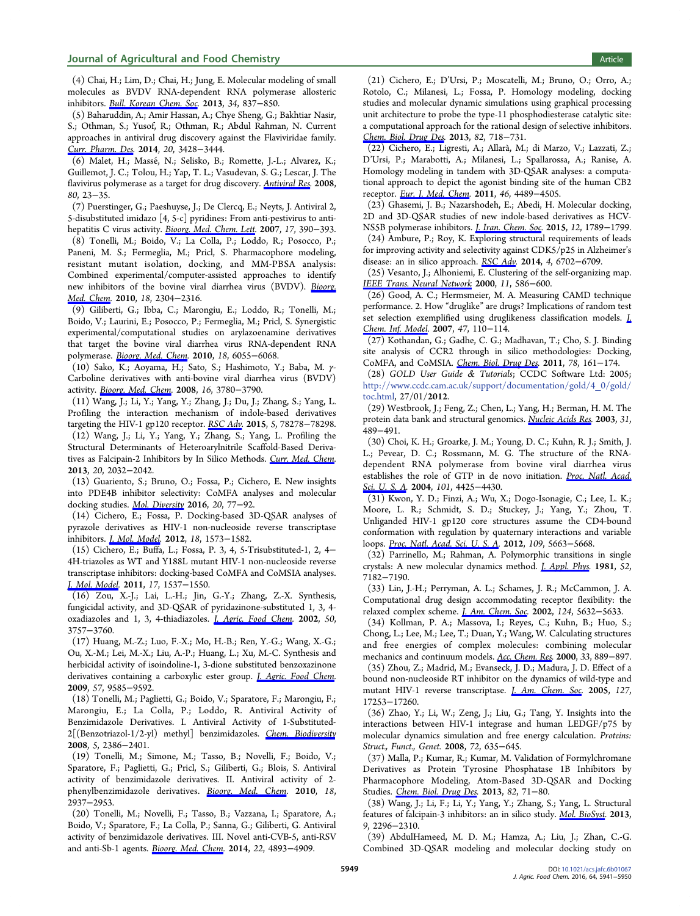(4) Chai, H.; Lim, D.; Chai, H.; Jung, E. Molecular modeling of small molecules as BVDV RNA-dependent RNA polymerase allosteric inhibitors. *Bull. Korean Chem. Soc.* 2013, *34*, 837−850.

(5) Baharuddin, A.; Amir Hassan, A.; Chye Sheng, G.; Bakhtiar Nasir, S.; Othman, S.; Yusof, R.; Othman, R.; Abdul Rahman, N. Current approaches in antiviral drug discovery against the Flaviviridae family. *Curr. Pharm. Des.* 2014, *20*, 3428−3444.

(6) Malet, H.; Massé, N.; Selisko, B.; Romette, J.-L.; Alvarez, K.; Guillemot, J. C.; Tolou, H.; Yap, T. L.; Vasudevan, S. G.; Lescar, J. The flavivirus polymerase as a target for drug discovery. *Antiviral Res.* 2008, *80*, 23−35.

(7) Puerstinger, G.; Paeshuyse, J.; De Clercq, E.; Neyts, J. Antiviral 2, 5-disubstituted imidazo [4, 5-c] pyridines: From anti-pestivirus to anti-hepatitis C virus activity. *Bioorg. Med. Chem. Lett.* 2007, *17*, 390−393.

(8) Tonelli, M.; Boido, V.; La Colla, P.; Loddo, R.; Posocco, P.; Paneni, M. S.; Fermeglia, M.; Pricl, S. Pharmacophore modeling, resistant mutant isolation, docking, and MM-PBSA analysis: Combined experimental/computer-assisted approaches to identify new inhibitors of the bovine viral diarrhea virus (BVDV). *Bioorg. Med. Chem.* 2010, *18*, 2304−2316.

(9) Giliberti, G.; Ibba, C.; Marongiu, E.; Loddo, R.; Tonelli, M.; Boido, V.; Laurini, E.; Posocco, P.; Fermeglia, M.; Pricl, S. Synergistic experimental/computational studies on arylazoenamine derivatives that target the bovine viral diarrhea virus RNA-dependent RNA polymerase. *Bioorg. Med. Chem.* 2010, *18*, 6055−6068.

(10) Sako, K.; Aoyama, H.; Sato, S.; Hashimoto, Y.; Baba, M. γ-Carboline derivatives with anti-bovine viral diarrhea virus (BVDV) activity. *Bioorg. Med. Chem.* 2008, *16*, 3780−3790.

(11) Wang, J.; Li, Y.; Yang, Y.; Zhang, J.; Du, J.; Zhang, S.; Yang, L. Profiling the interaction mechanism of indole-based derivatives targeting the HIV-1 gp120 receptor. *RSC Adv.* 2015, *5*, 78278−78298.

(12) Wang, J.; Li, Y.; Yang, Y.; Zhang, S.; Yang, L. Profiling the Structural Determinants of Heteroarylnitrile Scaffold-Based Derivatives as Falcipain-2 Inhibitors by In Silico Methods. *Curr. Med. Chem.* 2013, *20*, 2032−2042.

(13) Guariento, S.; Bruno, O.; Fossa, P.; Cichero, E. New insights into PDE4B inhibitor selectivity: CoMFA analyses and molecular docking studies. *Mol. Diversity* 2016, *20*, 77−92.

(14) Cichero, E.; Fossa, P. Docking-based 3D-QSAR analyses of pyrazole derivatives as HIV-1 non-nucleoside reverse transcriptase inhibitors. *J. Mol. Model.* 2012, *18*, 1573−1582.

(15) Cichero, E.; Buffa, L.; Fossa, P. 3, 4, 5-Trisubstituted-1, 2, 4−4H-triazoles as WT and Y188L mutant HIV-1 non-nucleoside reverse transcriptase inhibitors: docking-based CoMFA and CoMSIA analyses. *J. Mol. Model.* 2011, *17*, 1537−1550.

(16) Zou, X.-J.; Lai, L.-H.; Jin, G.-Y.; Zhang, Z.-X. Synthesis, fungicidal activity, and 3D-QSAR of pyridazinone-substituted 1, 3, 4-oxadiazoles and 1, 3, 4-thiadiazoles. *J. Agric. Food Chem.* 2002, *50*, 3757−3760.

(17) Huang, M.-Z.; Luo, F.-X.; Mo, H.-B.; Ren, Y.-G.; Wang, X.-G.; Ou, X.-M.; Lei, M.-X.; Liu, A.-P.; Huang, L.; Xu, M.-C. Synthesis and herbicidal activity of isoindoline-1, 3-dione substituted benzoxazinone derivatives containing a carboxylic ester group. *J. Agric. Food Chem.* 2009, *57*, 9585−9592.

(18) Tonelli, M.; Paglietti, G.; Boido, V.; Sparatore, F.; Marongiu, F.; Marongiu, E.; La Colla, P.; Loddo, R. Antiviral Activity of Benzimidazole Derivatives. I. Antiviral Activity of 1-Substituted-2[(Benzotriazol-1/2-yl) methyl] benzimidazoles. *Chem. Biodiversity* 2008, *5*, 2386−2401.

(19) Tonelli, M.; Simone, M.; Tasso, B.; Novelli, F.; Boido, V.; Sparatore, F.; Paglietti, G.; Pricl, S.; Giliberti, G.; Blois, S. Antiviral activity of benzimidazole derivatives. II. Antiviral activity of 2-phenylbenzimidazole derivatives. *Bioorg. Med. Chem.* 2010, *18*, 2937−2953.

(20) Tonelli, M.; Novelli, F.; Tasso, B.; Vazzana, I.; Sparatore, A.; Boido, V.; Sparatore, F.; La Colla, P.; Sanna, G.; Giliberti, G. Antiviral activity of benzimidazole derivatives. III. Novel anti-CVB-5, anti-RSV and anti-Sb-1 agents. *Bioorg. Med. Chem.* 2014, *22*, 4893−4909.

(21) Cichero, E.; D'Ursi, P.; Moscatelli, M.; Bruno, O.; Orro, A.; Rotolo, C.; Milanesi, L.; Fossa, P. Homology modeling, docking studies and molecular dynamic simulations using graphical processing unit architecture to probe the type-11 phosphodiesterase catalytic site: a computational approach for the rational design of selective inhibitors. *Chem. Biol. Drug Des.* 2013, *82*, 718−731.

(22) Cichero, E.; Ligresti, A.; Allarà, M.; di Marzo, V.; Lazzati, Z.; D'Ursi, P.; Marabotti, A.; Milanesi, L.; Spallarossa, A.; Ranise, A. Homology modeling in tandem with 3D-QSAR analyses: a computational approach to depict the agonist binding site of the human CB2 receptor. *Eur. J. Med. Chem.* 2011, *46*, 4489−4505.

(23) Ghasemi, J. B.; Nazarshodeh, E.; Abedi, H. Molecular docking, 2D and 3D-QSAR studies of new indole-based derivatives as HCV-NS5B polymerase inhibitors. *J. Iran. Chem. Soc.* 2015, *12*, 1789−1799.

(24) Ambure, P.; Roy, K. Exploring structural requirements of leads for improving activity and selectivity against CDK5/p25 in Alzheimer's disease: an in silico approach. *RSC Adv.* 2014, *4*, 6702−6709.

(25) Vesanto, J.; Alhoniemi, E. Clustering of the self-organizing map. *IEEE Trans. Neural Network* 2000, *11*, 586−600.

(26) Good, A. C.; Hermsmeier, M. A. Measuring CAMD technique performance. 2. How "druglike" are drugs? Implications of random test set selection exemplified using druglikeness classification models. *J. Chem. Inf. Model.* 2007, *47*, 110−114.

(27) Kothandan, G.; Gadhe, C. G.; Madhavan, T.; Cho, S. J. Binding site analysis of CCR2 through in silico methodologies: Docking, CoMFA, and CoMSIA. *Chem. Biol. Drug Des.* 2011, *78*, 161−174.

(28) *GOLD User Guide & Tutorials*; CCDC Software Ltd: 2005; http://www.ccdc.cam.ac.uk/support/documentation/gold/4_0/gold/toc.html, 27/01/2012.

(29) Westbrook, J.; Feng, Z.; Chen, L.; Yang, H.; Berman, H. M. The protein data bank and structural genomics. *Nucleic Acids Res.* 2003, *31*, 489−491.

(30) Choi, K. H.; Groarke, J. M.; Young, D. C.; Kuhn, R. J.; Smith, J. L.; Pevear, D. C.; Rossmann, M. G. The structure of the RNA-dependent RNA polymerase from bovine viral diarrhea virus establishes the role of GTP in de novo initiation. *Proc. Natl. Acad. Sci. U. S. A.* 2004, *101*, 4425−4430.

(31) Kwon, Y. D.; Finzi, A.; Wu, X.; Dogo-Isonagie, C.; Lee, L. K.; Moore, L. R.; Schmidt, S. D.; Stuckey, J.; Yang, Y.; Zhou, T. Unliganded HIV-1 gp120 core structures assume the CD4-bound conformation with regulation by quaternary interactions and variable loops. *Proc. Natl. Acad. Sci. U. S. A.* 2012, *109*, 5663−5668.

(32) Parrinello, M.; Rahman, A. Polymorphic transitions in single crystals: A new molecular dynamics method. *J. Appl. Phys.* 1981, *52*, 7182−7190.

(33) Lin, J.-H.; Perryman, A. L.; Schames, J. R.; McCammon, J. A. Computational drug design accommodating receptor flexibility: the relaxed complex scheme. *J. Am. Chem. Soc.* 2002, *124*, 5632−5633.

(34) Kollman, P. A.; Massova, I.; Reyes, C.; Kuhn, B.; Huo, S.; Chong, L.; Lee, M.; Lee, T.; Duan, Y.; Wang, W. Calculating structures and free energies of complex molecules: combining molecular mechanics and continuum models. *Acc. Chem. Res.* 2000, *33*, 889−897.

(35) Zhou, Z.; Madrid, M.; Evanseck, J. D.; Madura, J. D. Effect of a bound non-nucleoside RT inhibitor on the dynamics of wild-type and mutant HIV-1 reverse transcriptase. *J. Am. Chem. Soc.* 2005, *127*, 17253−17260.

(36) Zhao, Y.; Li, W.; Zeng, J.; Liu, G.; Tang, Y. Insights into the interactions between HIV-1 integrase and human LEDGF/p75 by molecular dynamics simulation and free energy calculation. *Proteins: Struct., Funct., Genet.* 2008, *72*, 635−645.

(37) Malla, P.; Kumar, R.; Kumar, M. Validation of Formylchromane Derivatives as Protein Tyrosine Phosphatase 1B Inhibitors by Pharmacophore Modeling, Atom-Based 3D-QSAR and Docking Studies. *Chem. Biol. Drug Des.* 2013, *82*, 71−80.

(38) Wang, J.; Li, F.; Li, Y.; Yang, Y.; Zhang, S.; Yang, L. Structural features of falcipain-3 inhibitors: an in silico study. *Mol. BioSyst.* 2013, *9*, 2296−2310.

(39) AbdulHameed, M. D. M.; Hamza, A.; Liu, J.; Zhan, C.-G. Combined 3D-QSAR modeling and molecular docking study on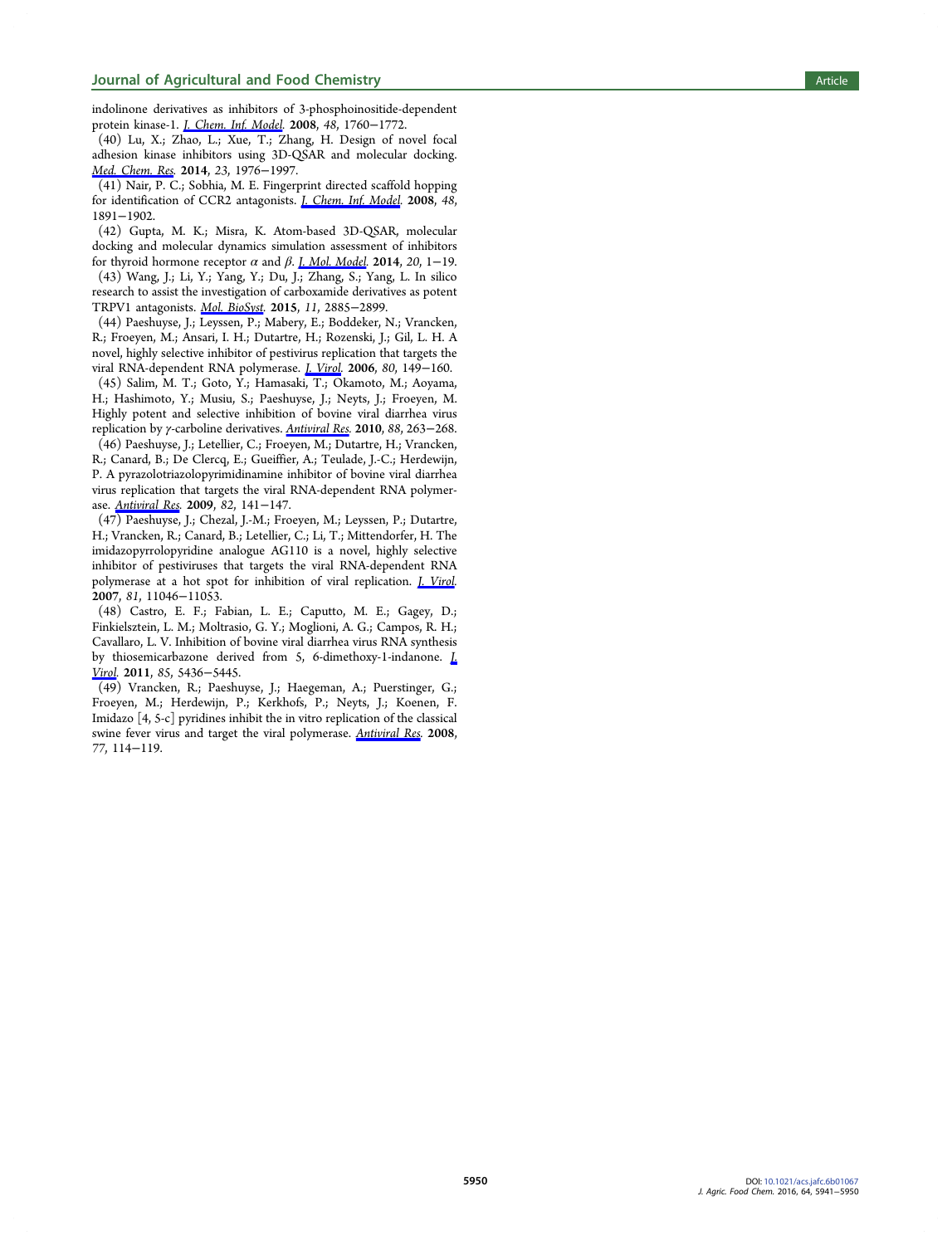indolinone derivatives as inhibitors of 3-phosphoinositide-dependent protein kinase-1. *J. Chem. Inf. Model.* **2008**, *48*, 1760−1772.

(40) Lu, X.; Zhao, L.; Xue, T.; Zhang, H. Design of novel focal adhesion kinase inhibitors using 3D-QSAR and molecular docking. *Med. Chem. Res.* **2014**, *23*, 1976−1997.

(41) Nair, P. C.; Sobhia, M. E. Fingerprint directed scaffold hopping for identification of CCR2 antagonists. *J. Chem. Inf. Model.* **2008**, *48*, 1891−1902.

(42) Gupta, M. K.; Misra, K. Atom-based 3D-QSAR, molecular docking and molecular dynamics simulation assessment of inhibitors for thyroid hormone receptor α and β. *J. Mol. Model.* **2014**, *20*, 1−19.

(43) Wang, J.; Li, Y.; Yang, Y.; Du, J.; Zhang, S.; Yang, L. In silico research to assist the investigation of carboxamide derivatives as potent TRPV1 antagonists. *Mol. BioSyst.* **2015**, *11*, 2885−2899.

(44) Paeshuyse, J.; Leyssen, P.; Mabery, E.; Boddeker, N.; Vrancken, R.; Froeyen, M.; Ansari, I. H.; Dutartre, H.; Rozenski, J.; Gil, L. H. A novel, highly selective inhibitor of pestivirus replication that targets the viral RNA-dependent RNA polymerase. *J. Virol.* **2006**, *80*, 149−160.

(45) Salim, M. T.; Goto, Y.; Hamasaki, T.; Okamoto, M.; Aoyama, H.; Hashimoto, Y.; Musiu, S.; Paeshuyse, J.; Neyts, J.; Froeyen, M. Highly potent and selective inhibition of bovine viral diarrhea virus replication by γ-carboline derivatives. *Antiviral Res.* **2010**, *88*, 263−268.

(46) Paeshuyse, J.; Letellier, C.; Froeyen, M.; Dutartre, H.; Vrancken, R.; Canard, B.; De Clercq, E.; Gueiffier, A.; Teulade, J.-C.; Herdewijn, P. A pyrazolotriazolopyrimidinamine inhibitor of bovine viral diarrhea virus replication that targets the viral RNA-dependent RNA polymerase. *Antiviral Res.* **2009**, *82*, 141−147.

(47) Paeshuyse, J.; Chezal, J.-M.; Froeyen, M.; Leyssen, P.; Dutartre, H.; Vrancken, R.; Canard, B.; Letellier, C.; Li, T.; Mittendorfer, H. The imidazopyrrolopyridine analogue AG110 is a novel, highly selective inhibitor of pestiviruses that targets the viral RNA-dependent RNA polymerase at a hot spot for inhibition of viral replication. *J. Virol.* **2007**, *81*, 11046−11053.

(48) Castro, E. F.; Fabian, L. E.; Caputto, M. E.; Gagey, D.; Finkielsztein, L. M.; Moltrasio, G. Y.; Moglioni, A. G.; Campos, R. H.; Cavallaro, L. V. Inhibition of bovine viral diarrhea virus RNA synthesis by thiosemicarbazone derived from 5, 6-dimethoxy-1-indanone. *J. Virol.* **2011**, *85*, 5436−5445.

(49) Vrancken, R.; Paeshuyse, J.; Haegeman, A.; Puerstinger, G.; Froeyen, M.; Herdewijn, P.; Kerkhofs, P.; Neyts, J.; Koenen, F. Imidazo [4, 5-c] pyridines inhibit the in vitro replication of the classical swine fever virus and target the viral polymerase. *Antiviral Res.* **2008**, *77*, 114−119.